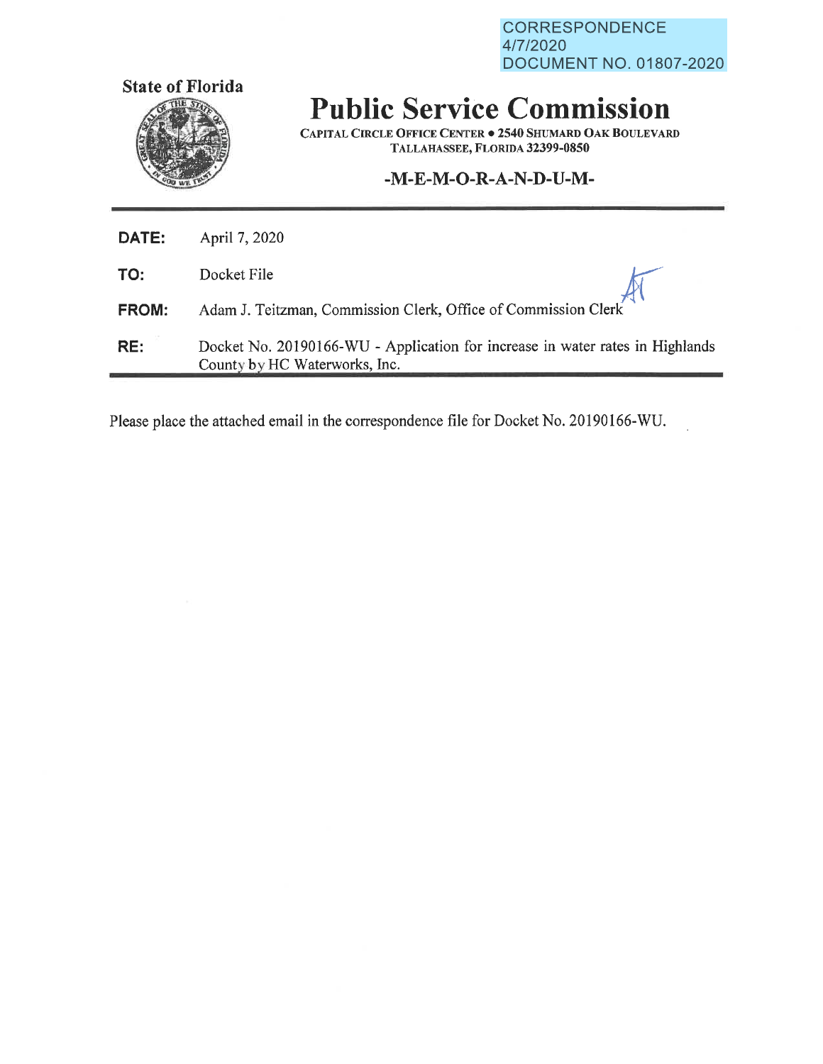CORRESPONDENCE
4/7/2020
DOCUMENT NO. 01807-2020

**State of Florida**

# Public Service Commission

CAPITAL CIRCLE OFFICE CENTER ● 2540 SHUMARD OAK BOULEVARD
TALLAHASSEE, FLORIDA 32399-0850

## -M-E-M-O-R-A-N-D-U-M-

**DATE:** April 7, 2020

**TO:** Docket File

**FROM:** Adam J. Teitzman, Commission Clerk, Office of Commission Clerk

**RE:** Docket No. 20190166-WU - Application for increase in water rates in Highlands County by HC Waterworks, Inc.

Please place the attached email in the correspondence file for Docket No. 20190166-WU.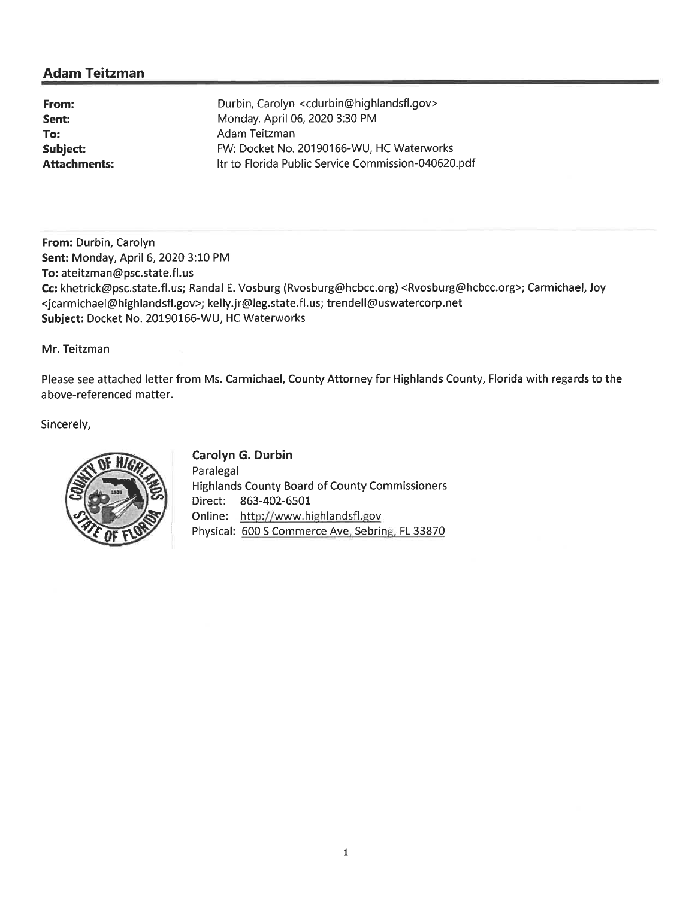## Adam Teitzman

| | |
|---|---|
| **From:** | Durbin, Carolyn <cdurbin@highlandsfl.gov> |
| **Sent:** | Monday, April 06, 2020 3:30 PM |
| **To:** | Adam Teitzman |
| **Subject:** | FW: Docket No. 20190166-WU, HC Waterworks |
| **Attachments:** | ltr to Florida Public Service Commission-040620.pdf |

**From:** Durbin, Carolyn
**Sent:** Monday, April 6, 2020 3:10 PM
**To:** ateitzman@psc.state.fl.us
**Cc:** khetrick@psc.state.fl.us; Randal E. Vosburg (Rvosburg@hcbcc.org) <Rvosburg@hcbcc.org>; Carmichael, Joy <jcarmichael@highlandsfl.gov>; kelly.jr@leg.state.fl.us; trendell@uswatercorp.net
**Subject:** Docket No. 20190166-WU, HC Waterworks

Mr. Teitzman

Please see attached letter from Ms. Carmichael, County Attorney for Highlands County, Florida with regards to the above-referenced matter.

Sincerely,

**Carolyn G. Durbin**
Paralegal
Highlands County Board of County Commissioners
Direct: 863-402-6501
Online: http://www.highlandsfl.gov
Physical: 600 S Commerce Ave, Sebring, FL 33870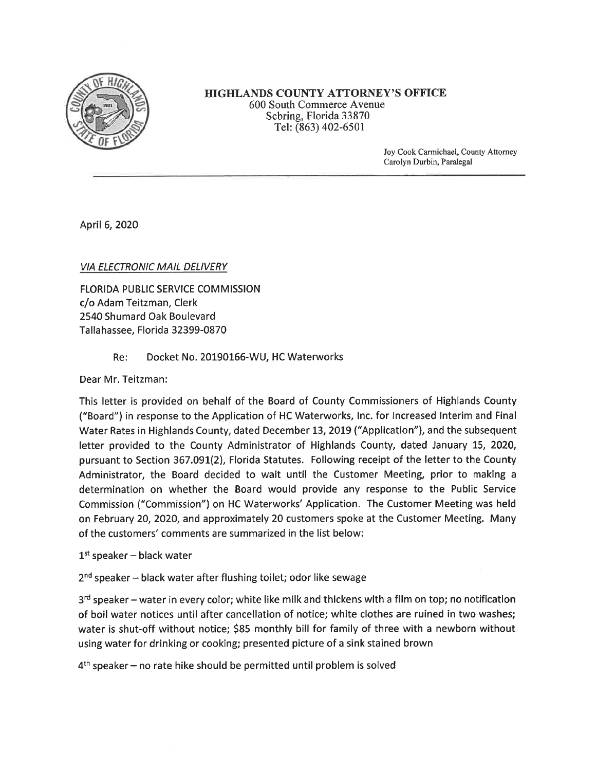**HIGHLANDS COUNTY ATTORNEY'S OFFICE**
600 South Commerce Avenue
Sebring, Florida 33870
Tel: (863) 402-6501

Joy Cook Carmichael, County Attorney
Carolyn Durbin, Paralegal

---

April 6, 2020

*VIA ELECTRONIC MAIL DELIVERY*

FLORIDA PUBLIC SERVICE COMMISSION
c/o Adam Teitzman, Clerk
2540 Shumard Oak Boulevard
Tallahassee, Florida 32399-0870

Re: Docket No. 20190166-WU, HC Waterworks

Dear Mr. Teitzman:

This letter is provided on behalf of the Board of County Commissioners of Highlands County ("Board") in response to the Application of HC Waterworks, Inc. for Increased Interim and Final Water Rates in Highlands County, dated December 13, 2019 ("Application"), and the subsequent letter provided to the County Administrator of Highlands County, dated January 15, 2020, pursuant to Section 367.091(2), Florida Statutes. Following receipt of the letter to the County Administrator, the Board decided to wait until the Customer Meeting, prior to making a determination on whether the Board would provide any response to the Public Service Commission ("Commission") on HC Waterworks' Application. The Customer Meeting was held on February 20, 2020, and approximately 20 customers spoke at the Customer Meeting. Many of the customers' comments are summarized in the list below:

1st speaker – black water

2nd speaker – black water after flushing toilet; odor like sewage

3rd speaker – water in every color; white like milk and thickens with a film on top; no notification of boil water notices until after cancellation of notice; white clothes are ruined in two washes; water is shut-off without notice; $85 monthly bill for family of three with a newborn without using water for drinking or cooking; presented picture of a sink stained brown

4th speaker – no rate hike should be permitted until problem is solved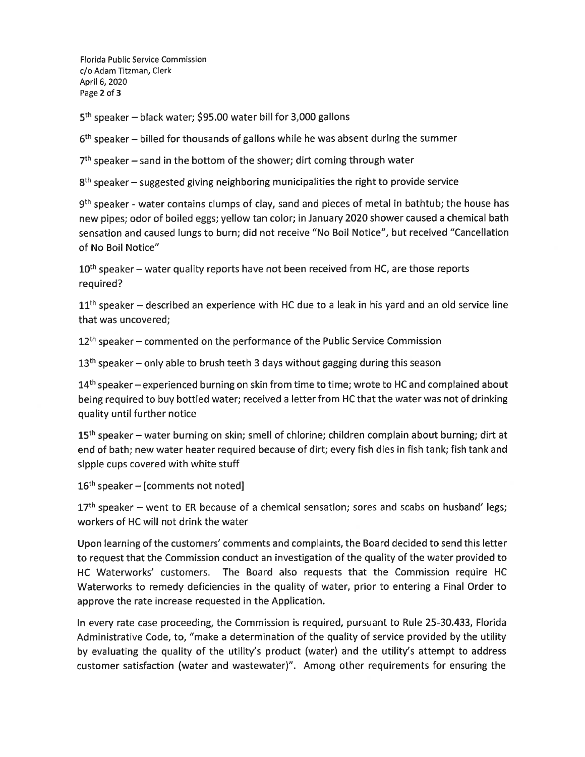5th speaker – black water; $95.00 water bill for 3,000 gallons

6th speaker – billed for thousands of gallons while he was absent during the summer

7th speaker – sand in the bottom of the shower; dirt coming through water

8th speaker – suggested giving neighboring municipalities the right to provide service

9th speaker - water contains clumps of clay, sand and pieces of metal in bathtub; the house has new pipes; odor of boiled eggs; yellow tan color; in January 2020 shower caused a chemical bath sensation and caused lungs to burn; did not receive "No Boil Notice", but received "Cancellation of No Boil Notice"

10th speaker – water quality reports have not been received from HC, are those reports required?

11th speaker – described an experience with HC due to a leak in his yard and an old service line that was uncovered;

12th speaker – commented on the performance of the Public Service Commission

13th speaker – only able to brush teeth 3 days without gagging during this season

14th speaker – experienced burning on skin from time to time; wrote to HC and complained about being required to buy bottled water; received a letter from HC that the water was not of drinking quality until further notice

15th speaker – water burning on skin; smell of chlorine; children complain about burning; dirt at end of bath; new water heater required because of dirt; every fish dies in fish tank; fish tank and sippie cups covered with white stuff

16th speaker – [comments not noted]

17th speaker – went to ER because of a chemical sensation; sores and scabs on husband' legs; workers of HC will not drink the water

Upon learning of the customers' comments and complaints, the Board decided to send this letter to request that the Commission conduct an investigation of the quality of the water provided to HC Waterworks' customers. The Board also requests that the Commission require HC Waterworks to remedy deficiencies in the quality of water, prior to entering a Final Order to approve the rate increase requested in the Application.

In every rate case proceeding, the Commission is required, pursuant to Rule 25-30.433, Florida Administrative Code, to, "make a determination of the quality of service provided by the utility by evaluating the quality of the utility's product (water) and the utility's attempt to address customer satisfaction (water and wastewater)". Among other requirements for ensuring the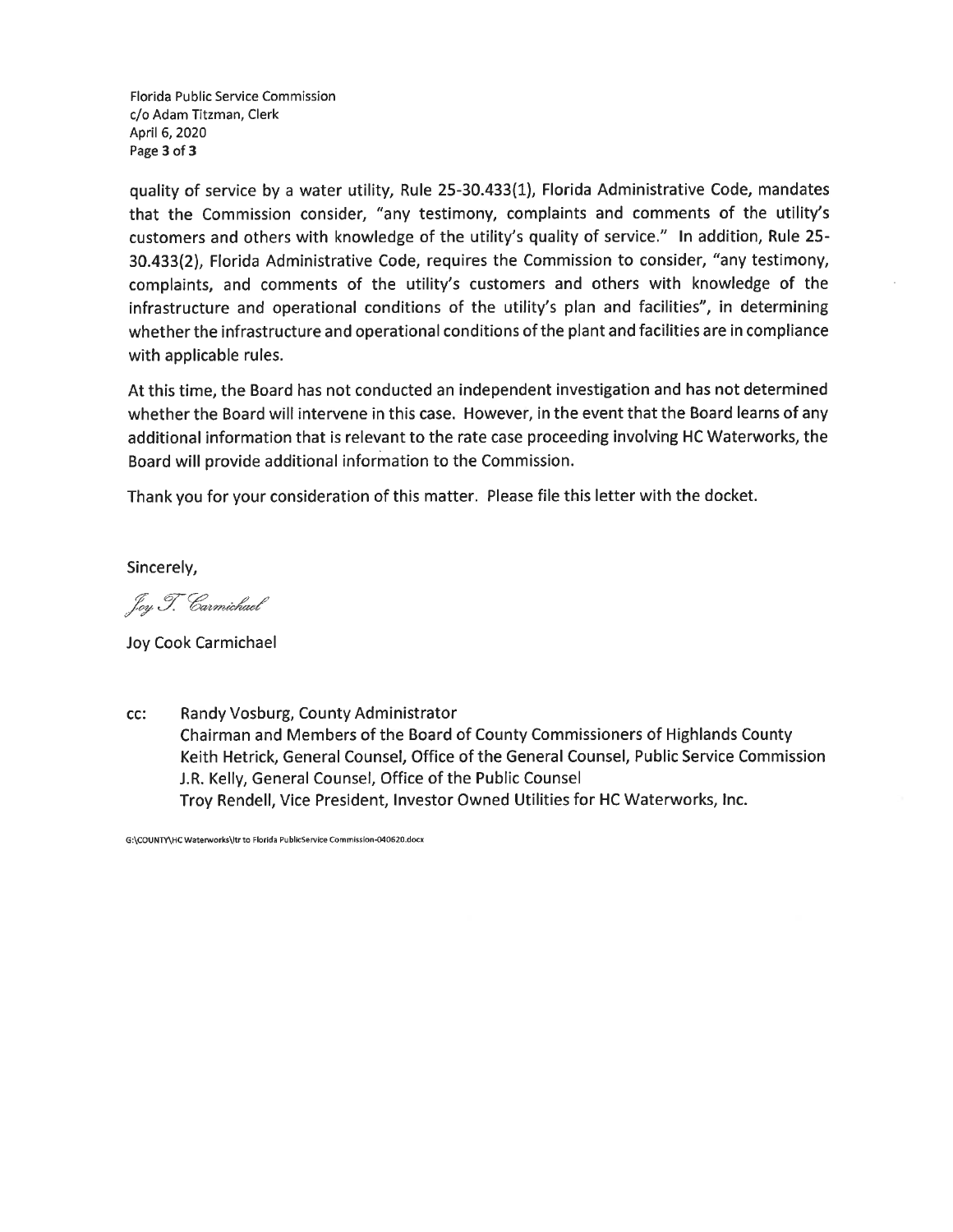quality of service by a water utility, Rule 25-30.433(1), Florida Administrative Code, mandates that the Commission consider, "any testimony, complaints and comments of the utility's customers and others with knowledge of the utility's quality of service." In addition, Rule 25-30.433(2), Florida Administrative Code, requires the Commission to consider, "any testimony, complaints, and comments of the utility's customers and others with knowledge of the infrastructure and operational conditions of the utility's plan and facilities", in determining whether the infrastructure and operational conditions of the plant and facilities are in compliance with applicable rules.

At this time, the Board has not conducted an independent investigation and has not determined whether the Board will intervene in this case. However, in the event that the Board learns of any additional information that is relevant to the rate case proceeding involving HC Waterworks, the Board will provide additional information to the Commission.

Thank you for your consideration of this matter. Please file this letter with the docket.

Sincerely,

*Joy T. Carmichael*

Joy Cook Carmichael

cc: Randy Vosburg, County Administrator
Chairman and Members of the Board of County Commissioners of Highlands County
Keith Hetrick, General Counsel, Office of the General Counsel, Public Service Commission
J.R. Kelly, General Counsel, Office of the Public Counsel
Troy Rendell, Vice President, Investor Owned Utilities for HC Waterworks, Inc.

G:\COUNTY\HC Waterworks\ltr to Florida PublicService Commission-040620.docx